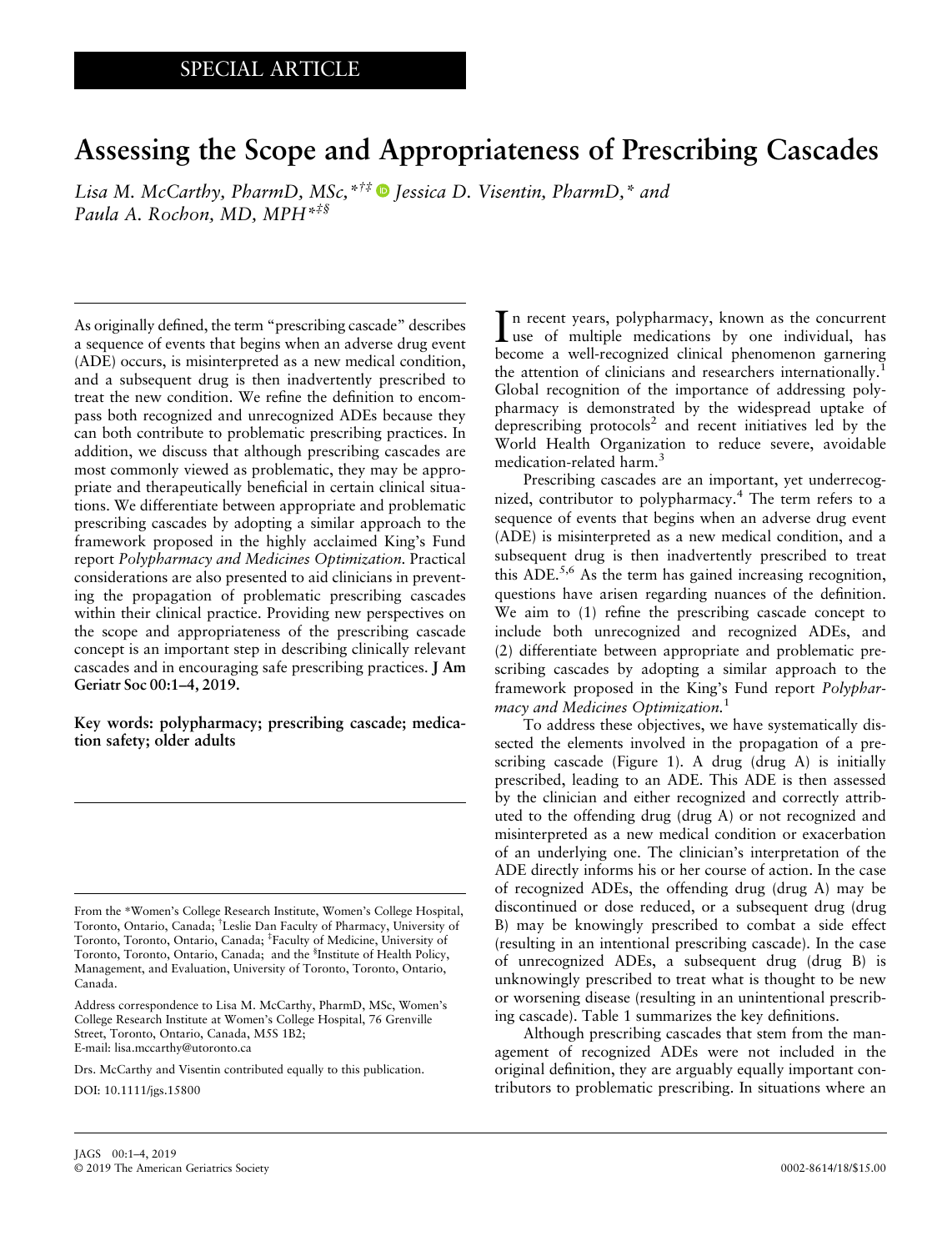SPECIAL ARTICLE

# Assessing the Scope and Appropriateness of Prescribing Cascades

*Lisa M. McCarthy, PharmD, MSc,*[*†‡] *Jessica D. Visentin, PharmD,*[*] *and Paula A. Rochon, MD, MPH*[*‡§]

As originally defined, the term "prescribing cascade" describes a sequence of events that begins when an adverse drug event (ADE) occurs, is misinterpreted as a new medical condition, and a subsequent drug is then inadvertently prescribed to treat the new condition. We refine the definition to encompass both recognized and unrecognized ADEs because they can both contribute to problematic prescribing practices. In addition, we discuss that although prescribing cascades are most commonly viewed as problematic, they may be appropriate and therapeutically beneficial in certain clinical situations. We differentiate between appropriate and problematic prescribing cascades by adopting a similar approach to the framework proposed in the highly acclaimed King's Fund report *Polypharmacy and Medicines Optimization*. Practical considerations are also presented to aid clinicians in preventing the propagation of problematic prescribing cascades within their clinical practice. Providing new perspectives on the scope and appropriateness of the prescribing cascade concept is an important step in describing clinically relevant cascades and in encouraging safe prescribing practices. **J Am Geriatr Soc 00:1–4, 2019.**

**Key words: polypharmacy; prescribing cascade; medication safety; older adults**

In recent years, polypharmacy, known as the concurrent use of multiple medications by one individual, has become a well-recognized clinical phenomenon garnering the attention of clinicians and researchers internationally.[1] Global recognition of the importance of addressing polypharmacy is demonstrated by the widespread uptake of deprescribing protocols[2] and recent initiatives led by the World Health Organization to reduce severe, avoidable medication-related harm.[3]

Prescribing cascades are an important, yet underrecognized, contributor to polypharmacy.[4] The term refers to a sequence of events that begins when an adverse drug event (ADE) is misinterpreted as a new medical condition, and a subsequent drug is then inadvertently prescribed to treat this ADE.[5,6] As the term has gained increasing recognition, questions have arisen regarding nuances of the definition. We aim to (1) refine the prescribing cascade concept to include both unrecognized and recognized ADEs, and (2) differentiate between appropriate and problematic prescribing cascades by adopting a similar approach to the framework proposed in the King's Fund report *Polypharmacy and Medicines Optimization*.[1]

To address these objectives, we have systematically dissected the elements involved in the propagation of a prescribing cascade (Figure 1). A drug (drug A) is initially prescribed, leading to an ADE. This ADE is then assessed by the clinician and either recognized and correctly attributed to the offending drug (drug A) or not recognized and misinterpreted as a new medical condition or exacerbation of an underlying one. The clinician's interpretation of the ADE directly informs his or her course of action. In the case of recognized ADEs, the offending drug (drug A) may be discontinued or dose reduced, or a subsequent drug (drug B) may be knowingly prescribed to combat a side effect (resulting in an intentional prescribing cascade). In the case of unrecognized ADEs, a subsequent drug (drug B) is unknowingly prescribed to treat what is thought to be new or worsening disease (resulting in an unintentional prescribing cascade). Table 1 summarizes the key definitions.

Although prescribing cascades that stem from the management of recognized ADEs were not included in the original definition, they are arguably equally important contributors to problematic prescribing. In situations where an

From the *Women's College Research Institute, Women's College Hospital, Toronto, Ontario, Canada; †Leslie Dan Faculty of Pharmacy, University of Toronto, Toronto, Ontario, Canada; ‡Faculty of Medicine, University of Toronto, Toronto, Ontario, Canada; and the §Institute of Health Policy, Management, and Evaluation, University of Toronto, Toronto, Ontario, Canada.

Address correspondence to Lisa M. McCarthy, PharmD, MSc, Women's College Research Institute at Women's College Hospital, 76 Grenville Street, Toronto, Ontario, Canada, M5S 1B2; E-mail: lisa.mccarthy@utoronto.ca

Drs. McCarthy and Visentin contributed equally to this publication.

DOI: 10.1111/jgs.15800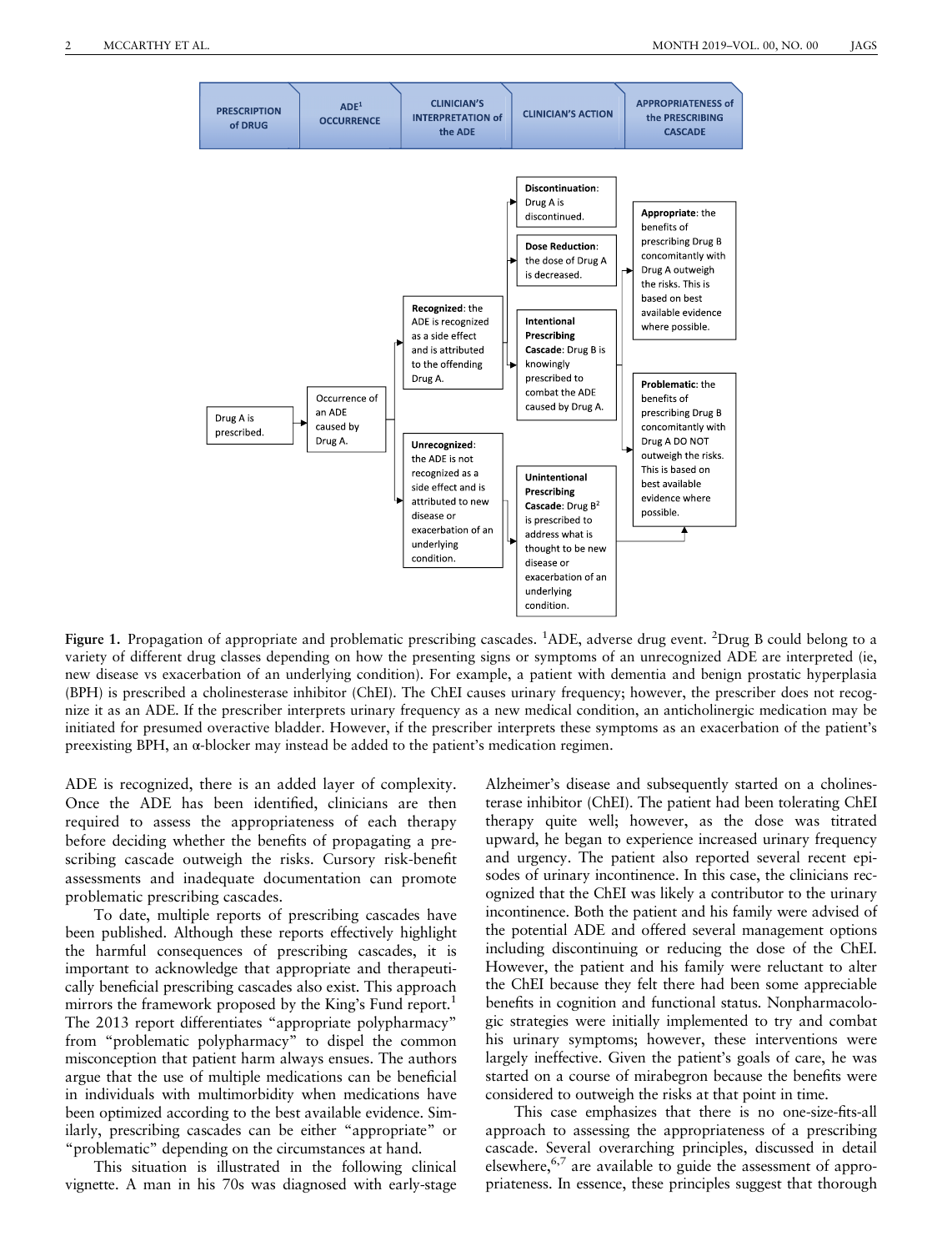PRESCRIPTION of DRUG

ADE[1] OCCURRENCE

CLINICIAN'S INTERPRETATION of the ADE

CLINICIAN'S ACTION

APPROPRIATENESS of the PRESCRIBING CASCADE

Drug A is prescribed.

Occurrence of an ADE caused by Drug A.

**Recognized**: the ADE is recognized as a side effect and is attributed to the offending Drug A.

**Unrecognized**: the ADE is not recognized as a side effect and is attributed to new disease or exacerbation of an underlying condition.

**Discontinuation**: Drug A is discontinued.

**Dose Reduction**: the dose of Drug A is decreased.

**Intentional Prescribing Cascade**: Drug B is knowingly prescribed to combat the ADE caused by Drug A.

**Unintentional Prescribing Cascade**: Drug B[2] is prescribed to address what is thought to be new disease or exacerbation of an underlying condition.

**Appropriate**: the benefits of prescribing Drug B concomitantly with Drug A outweigh the risks. This is based on best available evidence where possible.

**Problematic**: the benefits of prescribing Drug B concomitantly with Drug A DO NOT outweigh the risks. This is based on best available evidence where possible.

**Figure 1.** Propagation of appropriate and problematic prescribing cascades. [1]ADE, adverse drug event. [2]Drug B could belong to a variety of different drug classes depending on how the presenting signs or symptoms of an unrecognized ADE are interpreted (ie, new disease vs exacerbation of an underlying condition). For example, a patient with dementia and benign prostatic hyperplasia (BPH) is prescribed a cholinesterase inhibitor (ChEI). The ChEI causes urinary frequency; however, the prescriber does not recognize it as an ADE. If the prescriber interprets urinary frequency as a new medical condition, an anticholinergic medication may be initiated for presumed overactive bladder. However, if the prescriber interprets these symptoms as an exacerbation of the patient's preexisting BPH, an α-blocker may instead be added to the patient's medication regimen.

ADE is recognized, there is an added layer of complexity. Once the ADE has been identified, clinicians are then required to assess the appropriateness of each therapy before deciding whether the benefits of propagating a prescribing cascade outweigh the risks. Cursory risk-benefit assessments and inadequate documentation can promote problematic prescribing cascades.

To date, multiple reports of prescribing cascades have been published. Although these reports effectively highlight the harmful consequences of prescribing cascades, it is important to acknowledge that appropriate and therapeutically beneficial prescribing cascades also exist. This approach mirrors the framework proposed by the King's Fund report.[1] The 2013 report differentiates "appropriate polypharmacy" from "problematic polypharmacy" to dispel the common misconception that patient harm always ensues. The authors argue that the use of multiple medications can be beneficial in individuals with multimorbidity when medications have been optimized according to the best available evidence. Similarly, prescribing cascades can be either "appropriate" or "problematic" depending on the circumstances at hand.

This situation is illustrated in the following clinical vignette. A man in his 70s was diagnosed with early-stage Alzheimer's disease and subsequently started on a cholinesterase inhibitor (ChEI). The patient had been tolerating ChEI therapy quite well; however, as the dose was titrated upward, he began to experience increased urinary frequency and urgency. The patient also reported several recent episodes of urinary incontinence. In this case, the clinicians recognized that the ChEI was likely a contributor to the urinary incontinence. Both the patient and his family were advised of the potential ADE and offered several management options including discontinuing or reducing the dose of the ChEI. However, the patient and his family were reluctant to alter the ChEI because they felt there had been some appreciable benefits in cognition and functional status. Nonpharmacologic strategies were initially implemented to try and combat his urinary symptoms; however, these interventions were largely ineffective. Given the patient's goals of care, he was started on a course of mirabegron because the benefits were considered to outweigh the risks at that point in time.

This case emphasizes that there is no one-size-fits-all approach to assessing the appropriateness of a prescribing cascade. Several overarching principles, discussed in detail elsewhere,[6,7] are available to guide the assessment of appropriateness. In essence, these principles suggest that thorough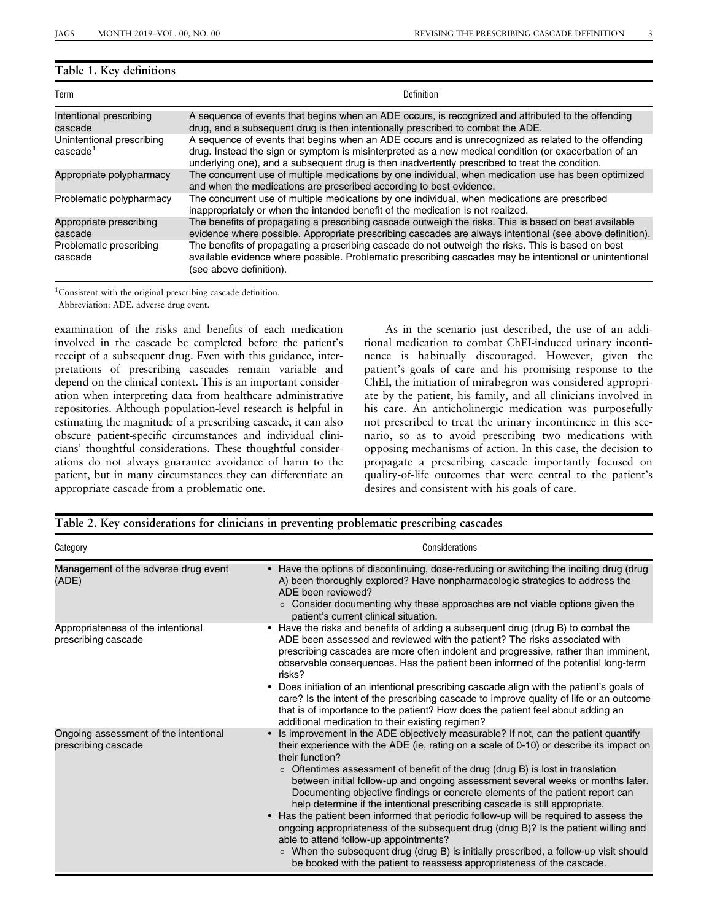**Table 1. Key definitions**

| Term | Definition |
|---|---|
| Intentional prescribing cascade | A sequence of events that begins when an ADE occurs, is recognized and attributed to the offending drug, and a subsequent drug is then intentionally prescribed to combat the ADE. |
| Unintentional prescribing cascade[1] | A sequence of events that begins when an ADE occurs and is unrecognized as related to the offending drug. Instead the sign or symptom is misinterpreted as a new medical condition (or exacerbation of an underlying one), and a subsequent drug is then inadvertently prescribed to treat the condition. |
| Appropriate polypharmacy | The concurrent use of multiple medications by one individual, when medication use has been optimized and when the medications are prescribed according to best evidence. |
| Problematic polypharmacy | The concurrent use of multiple medications by one individual, when medications are prescribed inappropriately or when the intended benefit of the medication is not realized. |
| Appropriate prescribing cascade | The benefits of propagating a prescribing cascade outweigh the risks. This is based on best available evidence where possible. Appropriate prescribing cascades are always intentional (see above definition). |
| Problematic prescribing cascade | The benefits of propagating a prescribing cascade do not outweigh the risks. This is based on best available evidence where possible. Problematic prescribing cascades may be intentional or unintentional (see above definition). |

[1]Consistent with the original prescribing cascade definition.

Abbreviation: ADE, adverse drug event.

examination of the risks and benefits of each medication involved in the cascade be completed before the patient's receipt of a subsequent drug. Even with this guidance, interpretations of prescribing cascades remain variable and depend on the clinical context. This is an important consideration when interpreting data from healthcare administrative repositories. Although population-level research is helpful in estimating the magnitude of a prescribing cascade, it can also obscure patient-specific circumstances and individual clinicians' thoughtful considerations. These thoughtful considerations do not always guarantee avoidance of harm to the patient, but in many circumstances they can differentiate an appropriate cascade from a problematic one.

As in the scenario just described, the use of an additional medication to combat ChEI-induced urinary incontinence is habitually discouraged. However, given the patient's goals of care and his promising response to the ChEI, the initiation of mirabegron was considered appropriate by the patient, his family, and all clinicians involved in his care. An anticholinergic medication was purposefully not prescribed to treat the urinary incontinence in this scenario, so as to avoid prescribing two medications with opposing mechanisms of action. In this case, the decision to propagate a prescribing cascade importantly focused on quality-of-life outcomes that were central to the patient's desires and consistent with his goals of care.

**Table 2. Key considerations for clinicians in preventing problematic prescribing cascades**

| Category | Considerations |
|---|---|
| Management of the adverse drug event (ADE) | • Have the options of discontinuing, dose-reducing or switching the inciting drug (drug A) been thoroughly explored? Have nonpharmacologic strategies to address the ADE been reviewed?<br>○ Consider documenting why these approaches are not viable options given the patient's current clinical situation. |
| Appropriateness of the intentional prescribing cascade | • Have the risks and benefits of adding a subsequent drug (drug B) to combat the ADE been assessed and reviewed with the patient? The risks associated with prescribing cascades are more often indolent and progressive, rather than imminent, observable consequences. Has the patient been informed of the potential long-term risks?<br>• Does initiation of an intentional prescribing cascade align with the patient's goals of care? Is the intent of the prescribing cascade to improve quality of life or an outcome that is of importance to the patient? How does the patient feel about adding an additional medication to their existing regimen? |
| Ongoing assessment of the intentional prescribing cascade | • Is improvement in the ADE objectively measurable? If not, can the patient quantify their experience with the ADE (ie, rating on a scale of 0-10) or describe its impact on their function?<br>○ Oftentimes assessment of benefit of the drug (drug B) is lost in translation between initial follow-up and ongoing assessment several weeks or months later. Documenting objective findings or concrete elements of the patient report can help determine if the intentional prescribing cascade is still appropriate.<br>• Has the patient been informed that periodic follow-up will be required to assess the ongoing appropriateness of the subsequent drug (drug B)? Is the patient willing and able to attend follow-up appointments?<br>○ When the subsequent drug (drug B) is initially prescribed, a follow-up visit should be booked with the patient to reassess appropriateness of the cascade. |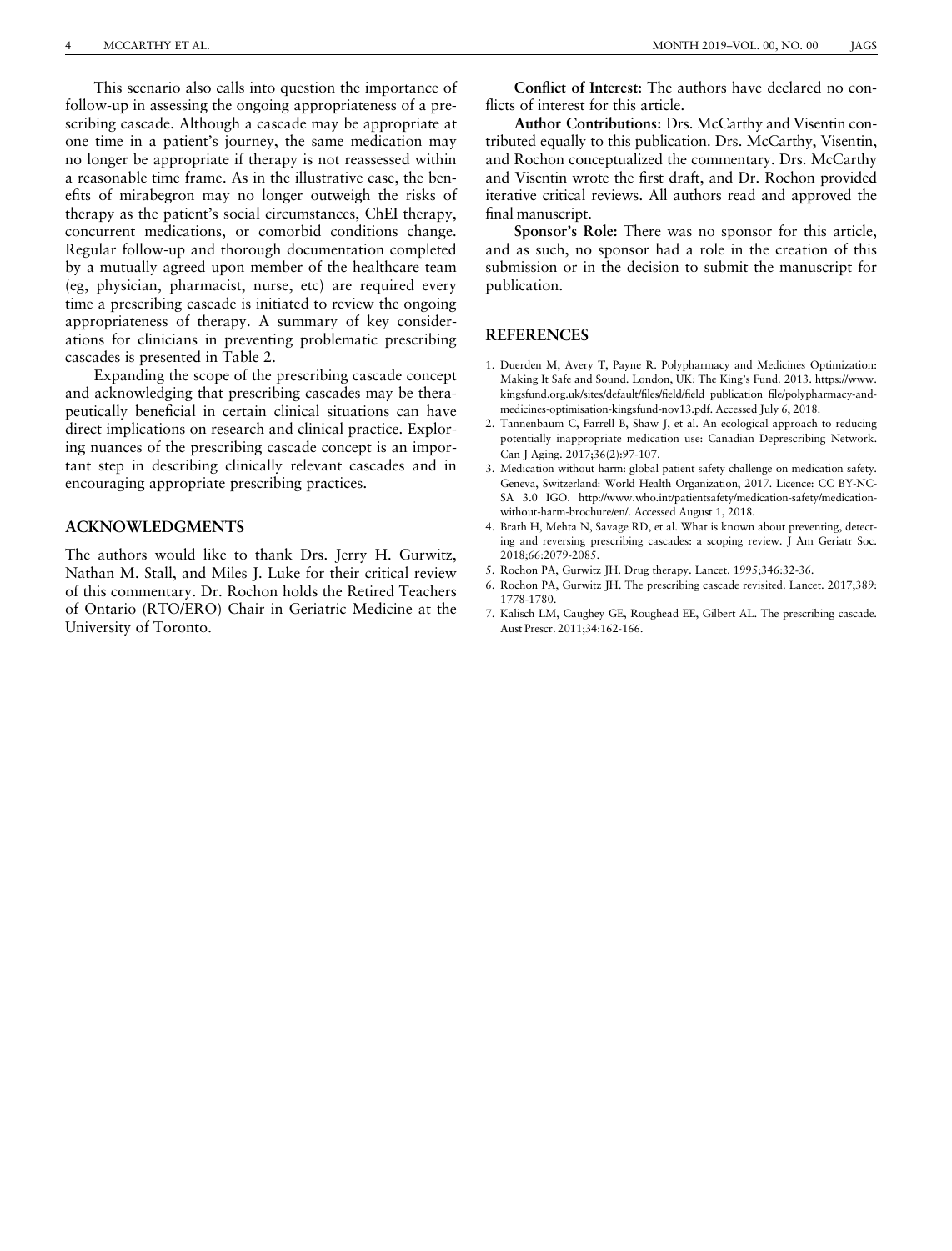This scenario also calls into question the importance of follow-up in assessing the ongoing appropriateness of a prescribing cascade. Although a cascade may be appropriate at one time in a patient's journey, the same medication may no longer be appropriate if therapy is not reassessed within a reasonable time frame. As in the illustrative case, the benefits of mirabegron may no longer outweigh the risks of therapy as the patient's social circumstances, ChEI therapy, concurrent medications, or comorbid conditions change. Regular follow-up and thorough documentation completed by a mutually agreed upon member of the healthcare team (eg, physician, pharmacist, nurse, etc) are required every time a prescribing cascade is initiated to review the ongoing appropriateness of therapy. A summary of key considerations for clinicians in preventing problematic prescribing cascades is presented in Table 2.

Expanding the scope of the prescribing cascade concept and acknowledging that prescribing cascades may be therapeutically beneficial in certain clinical situations can have direct implications on research and clinical practice. Exploring nuances of the prescribing cascade concept is an important step in describing clinically relevant cascades and in encouraging appropriate prescribing practices.

## ACKNOWLEDGMENTS

The authors would like to thank Drs. Jerry H. Gurwitz, Nathan M. Stall, and Miles J. Luke for their critical review of this commentary. Dr. Rochon holds the Retired Teachers of Ontario (RTO/ERO) Chair in Geriatric Medicine at the University of Toronto.

**Conflict of Interest:** The authors have declared no conflicts of interest for this article.

**Author Contributions:** Drs. McCarthy and Visentin contributed equally to this publication. Drs. McCarthy, Visentin, and Rochon conceptualized the commentary. Drs. McCarthy and Visentin wrote the first draft, and Dr. Rochon provided iterative critical reviews. All authors read and approved the final manuscript.

**Sponsor's Role:** There was no sponsor for this article, and as such, no sponsor had a role in the creation of this submission or in the decision to submit the manuscript for publication.

## REFERENCES

1. Duerden M, Avery T, Payne R. Polypharmacy and Medicines Optimization: Making It Safe and Sound. London, UK: The King's Fund. 2013. https://www.kingsfund.org.uk/sites/default/files/field/field_publication_file/polypharmacy-and-medicines-optimisation-kingsfund-nov13.pdf. Accessed July 6, 2018.
2. Tannenbaum C, Farrell B, Shaw J, et al. An ecological approach to reducing potentially inappropriate medication use: Canadian Deprescribing Network. Can J Aging. 2017;36(2):97-107.
3. Medication without harm: global patient safety challenge on medication safety. Geneva, Switzerland: World Health Organization, 2017. Licence: CC BY-NC-SA 3.0 IGO. http://www.who.int/patientsafety/medication-safety/medication-without-harm-brochure/en/. Accessed August 1, 2018.
4. Brath H, Mehta N, Savage RD, et al. What is known about preventing, detecting and reversing prescribing cascades: a scoping review. J Am Geriatr Soc. 2018;66:2079-2085.
5. Rochon PA, Gurwitz JH. Drug therapy. Lancet. 1995;346:32-36.
6. Rochon PA, Gurwitz JH. The prescribing cascade revisited. Lancet. 2017;389:1778-1780.
7. Kalisch LM, Caughey GE, Roughead EE, Gilbert AL. The prescribing cascade. Aust Prescr. 2011;34:162-166.